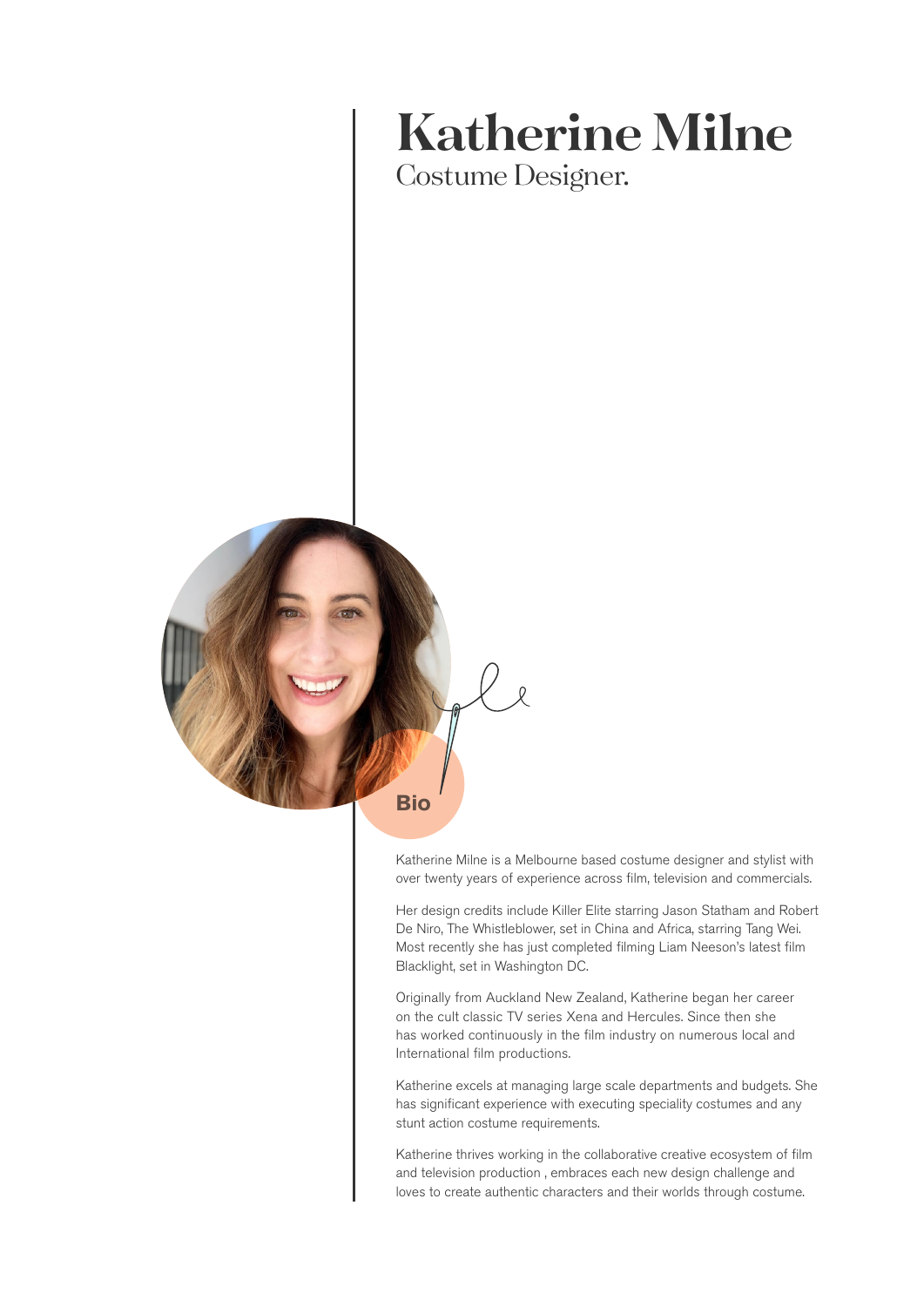# Katherine Milne

Costume Designer.

## Bio

Katherine Milne is a Melbourne based costume designer and stylist with over twenty years of experience across film, television and commercials.

Her design credits include Killer Elite starring Jason Statham and Robert De Niro, The Whistleblower, set in China and Africa, starring Tang Wei. Most recently she has just completed filming Liam Neeson's latest film Blacklight, set in Washington DC.

Originally from Auckland New Zealand, Katherine began her career on the cult classic TV series Xena and Hercules. Since then she has worked continuously in the film industry on numerous local and International film productions.

Katherine excels at managing large scale departments and budgets. She has significant experience with executing speciality costumes and any stunt action costume requirements.

Katherine thrives working in the collaborative creative ecosystem of film and television production , embraces each new design challenge and loves to create authentic characters and their worlds through costume.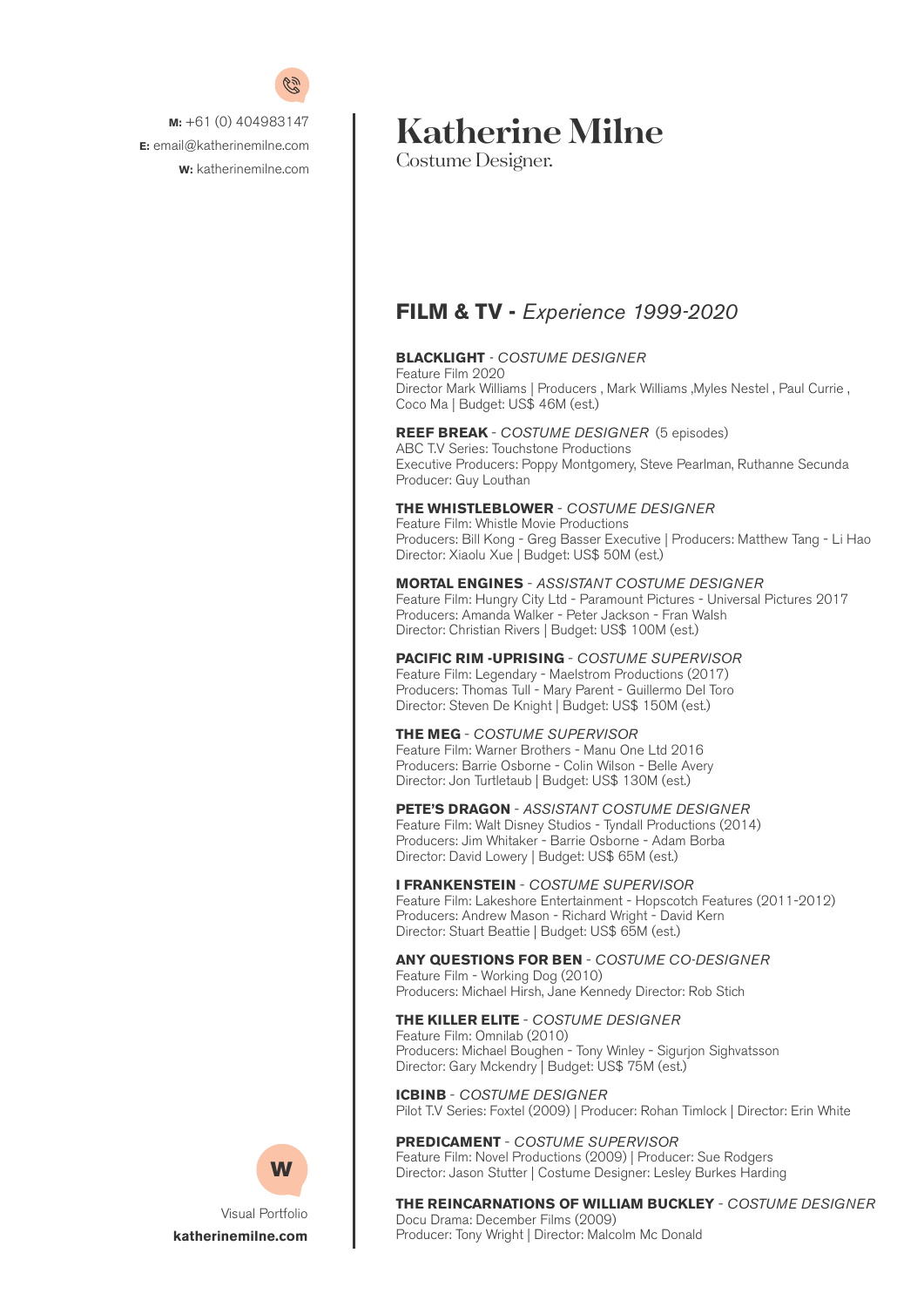**M:** +61 (0) 404983147
**E:** email@katherinemilne.com
**W:** katherinemilne.com

# Katherine Milne

Costume Designer.

## FILM & TV - *Experience 1999-2020*

**BLACKLIGHT** - *COSTUME DESIGNER*
Feature Film 2020
Director Mark Williams | Producers , Mark Williams ,Myles Nestel , Paul Currie , Coco Ma | Budget: US$ 46M (est.)

**REEF BREAK** - *COSTUME DESIGNER* (5 episodes)
ABC T.V Series: Touchstone Productions
Executive Producers: Poppy Montgomery, Steve Pearlman, Ruthanne Secunda
Producer: Guy Louthan

**THE WHISTLEBLOWER** - *COSTUME DESIGNER*
Feature Film: Whistle Movie Productions
Producers: Bill Kong - Greg Basser Executive | Producers: Matthew Tang - Li Hao
Director: Xiaolu Xue | Budget: US$ 50M (est.)

**MORTAL ENGINES** - *ASSISTANT COSTUME DESIGNER*
Feature Film: Hungry City Ltd - Paramount Pictures - Universal Pictures 2017
Producers: Amanda Walker - Peter Jackson - Fran Walsh
Director: Christian Rivers | Budget: US$ 100M (est.)

**PACIFIC RIM -UPRISING** - *COSTUME SUPERVISOR*
Feature Film: Legendary - Maelstrom Productions (2017)
Producers: Thomas Tull - Mary Parent - Guillermo Del Toro
Director: Steven De Knight | Budget: US$ 150M (est.)

**THE MEG** - *COSTUME SUPERVISOR*
Feature Film: Warner Brothers - Manu One Ltd 2016
Producers: Barrie Osborne - Colin Wilson - Belle Avery
Director: Jon Turtletaub | Budget: US$ 130M (est.)

**PETE'S DRAGON** - *ASSISTANT COSTUME DESIGNER*
Feature Film: Walt Disney Studios - Tyndall Productions (2014)
Producers: Jim Whitaker - Barrie Osborne - Adam Borba
Director: David Lowery | Budget: US$ 65M (est.)

**I FRANKENSTEIN** - *COSTUME SUPERVISOR*
Feature Film: Lakeshore Entertainment - Hopscotch Features (2011-2012)
Producers: Andrew Mason - Richard Wright - David Kern
Director: Stuart Beattie | Budget: US$ 65M (est.)

**ANY QUESTIONS FOR BEN** - *COSTUME CO-DESIGNER*
Feature Film - Working Dog (2010)
Producers: Michael Hirsh, Jane Kennedy Director: Rob Stich

**THE KILLER ELITE** - *COSTUME DESIGNER*
Feature Film: Omnilab (2010)
Producers: Michael Boughen - Tony Winley - Sigurjon Sighvatsson
Director: Gary Mckendry | Budget: US$ 75M (est.)

**ICBINB** - *COSTUME DESIGNER*
Pilot T.V Series: Foxtel (2009) | Producer: Rohan Timlock | Director: Erin White

**PREDICAMENT** - *COSTUME SUPERVISOR*
Feature Film: Novel Productions (2009) | Producer: Sue Rodgers
Director: Jason Stutter | Costume Designer: Lesley Burkes Harding

**THE REINCARNATIONS OF WILLIAM BUCKLEY** - *COSTUME DESIGNER*
Docu Drama: December Films (2009)
Producer: Tony Wright | Director: Malcolm Mc Donald

W

Visual Portfolio
**katherinemilne.com**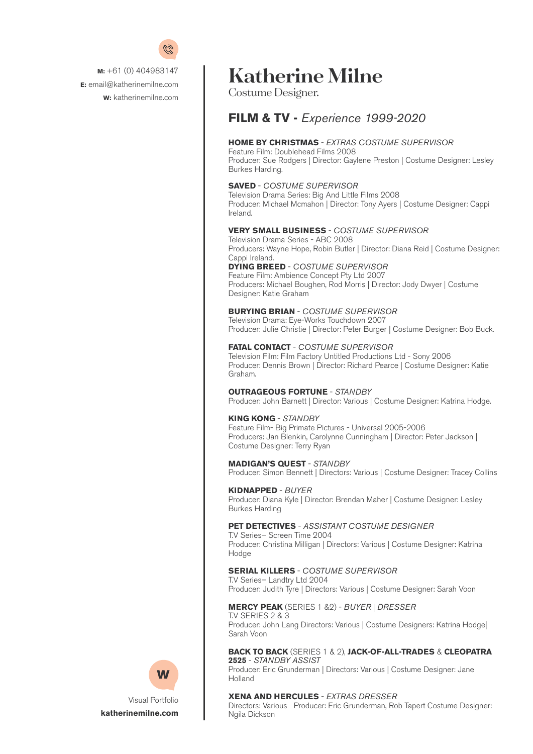**M:** +61 (0) 404983147
**E:** email@katherinemilne.com
**W:** katherinemilne.com

# Katherine Milne

Costume Designer.

## FILM & TV - *Experience 1999-2020*

**HOME BY CHRISTMAS** - *EXTRAS COSTUME SUPERVISOR*
Feature Film: Doublehead Films 2008
Producer: Sue Rodgers | Director: Gaylene Preston | Costume Designer: Lesley Burkes Harding.

**SAVED** - *COSTUME SUPERVISOR*
Television Drama Series: Big And Little Films 2008
Producer: Michael Mcmahon | Director: Tony Ayers | Costume Designer: Cappi Ireland.

**VERY SMALL BUSINESS** - *COSTUME SUPERVISOR*
Television Drama Series - ABC 2008
Producers: Wayne Hope, Robin Butler | Director: Diana Reid | Costume Designer: Cappi Ireland.

**DYING BREED** - *COSTUME SUPERVISOR*
Feature Film: Ambience Concept Pty Ltd 2007
Producers: Michael Boughen, Rod Morris | Director: Jody Dwyer | Costume Designer: Katie Graham

**BURYING BRIAN** - *COSTUME SUPERVISOR*
Television Drama: Eye-Works Touchdown 2007
Producer: Julie Christie | Director: Peter Burger | Costume Designer: Bob Buck.

**FATAL CONTACT** - *COSTUME SUPERVISOR*
Television Film: Film Factory Untitled Productions Ltd - Sony 2006
Producer: Dennis Brown | Director: Richard Pearce | Costume Designer: Katie Graham.

**OUTRAGEOUS FORTUNE** - *STANDBY*
Producer: John Barnett | Director: Various | Costume Designer: Katrina Hodge.

**KING KONG** - *STANDBY*
Feature Film- Big Primate Pictures - Universal 2005-2006
Producers: Jan Blenkin, Carolynne Cunningham | Director: Peter Jackson | Costume Designer: Terry Ryan

**MADIGAN'S QUEST** - *STANDBY*
Producer: Simon Bennett | Directors: Various | Costume Designer: Tracey Collins

**KIDNAPPED** - *BUYER*
Producer: Diana Kyle | Director: Brendan Maher | Costume Designer: Lesley Burkes Harding

**PET DETECTIVES** - *ASSISTANT COSTUME DESIGNER*
T.V Series– Screen Time 2004
Producer: Christina Milligan | Directors: Various | Costume Designer: Katrina Hodge

**SERIAL KILLERS** - *COSTUME SUPERVISOR*
T.V Series– Landtry Ltd 2004
Producer: Judith Tyre | Directors: Various | Costume Designer: Sarah Voon

**MERCY PEAK** (SERIES 1 &2) - *BUYER | DRESSER*
T.V SERIES 2 & 3
Producer: John Lang Directors: Various | Costume Designers: Katrina Hodge| Sarah Voon

**BACK TO BACK** (SERIES 1 & 2), **JACK-OF-ALL-TRADES** & **CLEOPATRA 2525** - *STANDBY ASSIST*
Producer: Eric Grunderman | Directors: Various | Costume Designer: Jane Holland

**XENA AND HERCULES** - *EXTRAS DRESSER*
Directors: Various Producer: Eric Grunderman, Rob Tapert Costume Designer: Ngila Dickson

Visual Portfolio
**katherinemilne.com**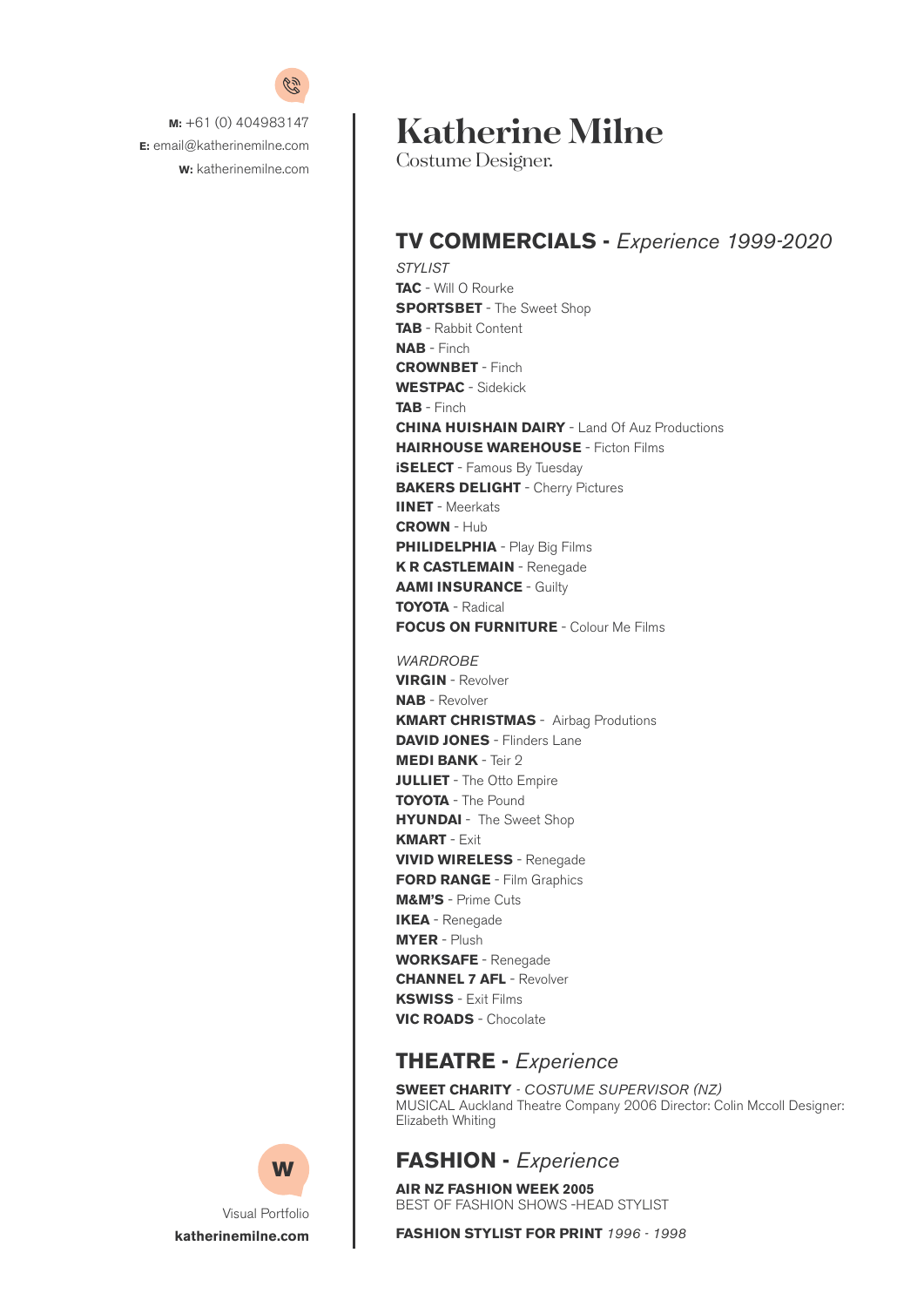**M:** +61 (0) 404983147
**E:** email@katherinemilne.com
**W:** katherinemilne.com

# Katherine Milne

Costume Designer.

## TV COMMERCIALS - *Experience 1999-2020*

*STYLIST*

**TAC** - Will O Rourke
**SPORTSBET** - The Sweet Shop
**TAB** - Rabbit Content
**NAB** - Finch
**CROWNBET** - Finch
**WESTPAC** - Sidekick
**TAB** - Finch
**CHINA HUISHAIN DAIRY** - Land Of Auz Productions
**HAIRHOUSE WAREHOUSE** - Ficton Films
**iSELECT** - Famous By Tuesday
**BAKERS DELIGHT** - Cherry Pictures
**IINET** - Meerkats
**CROWN** - Hub
**PHILIDELPHIA** - Play Big Films
**K R CASTLEMAIN** - Renegade
**AAMI INSURANCE** - Guilty
**TOYOTA** - Radical
**FOCUS ON FURNITURE** - Colour Me Films

*WARDROBE*

**VIRGIN** - Revolver
**NAB** - Revolver
**KMART CHRISTMAS** - Airbag Prodution s
**DAVID JONES** - Flinders Lane
**MEDI BANK** - Teir 2
**JULLIET** - The Otto Empire
**TOYOTA** - The Pound
**HYUNDAI** - The Sweet Shop
**KMART** - Exit
**VIVID WIRELESS** - Renegade
**FORD RANGE** - Film Graphics
**M&M'S** - Prime Cuts
**IKEA** - Renegade
**MYER** - Plush
**WORKSAFE** - Renegade
**CHANNEL 7 AFL** - Revolver
**KSWISS** - Exit Films
**VIC ROADS** - Chocolate

## THEATRE - *Experience*

**SWEET CHARITY** - *COSTUME SUPERVISOR (NZ)*
MUSICAL Auckland Theatre Company 2006 Director: Colin Mccoll Designer: Elizabeth Whiting

## FASHION - *Experience*

**AIR NZ FASHION WEEK 2005**
BEST OF FASHION SHOWS -HEAD STYLIST

**FASHION STYLIST FOR PRINT** *1996 - 1998*

Visual Portfolio
**katherinemilne.com**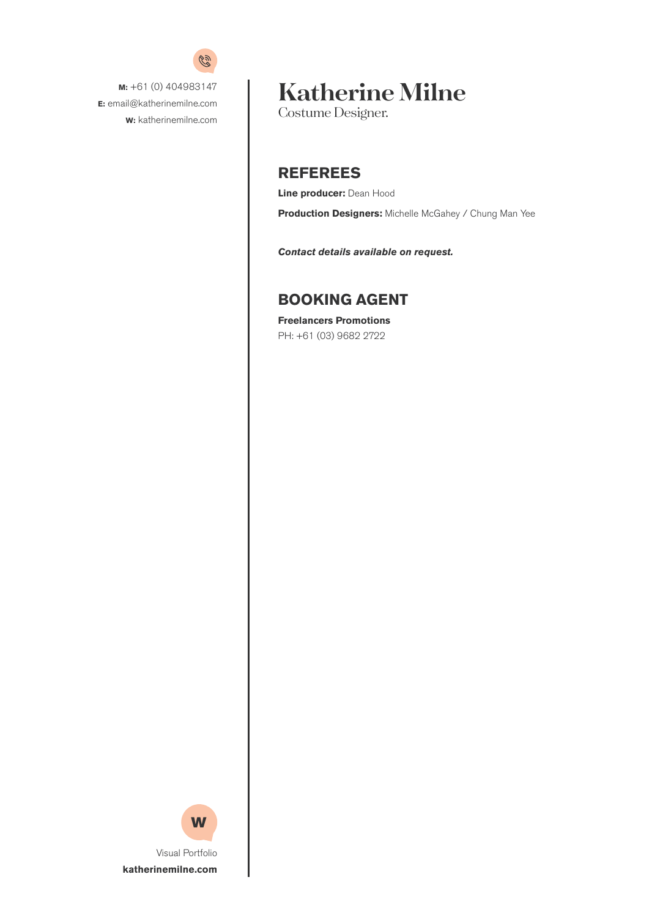**M:** +61 (0) 404983147
**E:** email@katherinemilne.com
**W:** katherinemilne.com

# Katherine Milne

Costume Designer.

## REFEREES

**Line producer:** Dean Hood

**Production Designers:** Michelle McGahey / Chung Man Yee

***Contact details available on request.***

## BOOKING AGENT

**Freelancers Promotions**
PH: +61 (03) 9682 2722

W

Visual Portfolio
**katherinemilne.com**